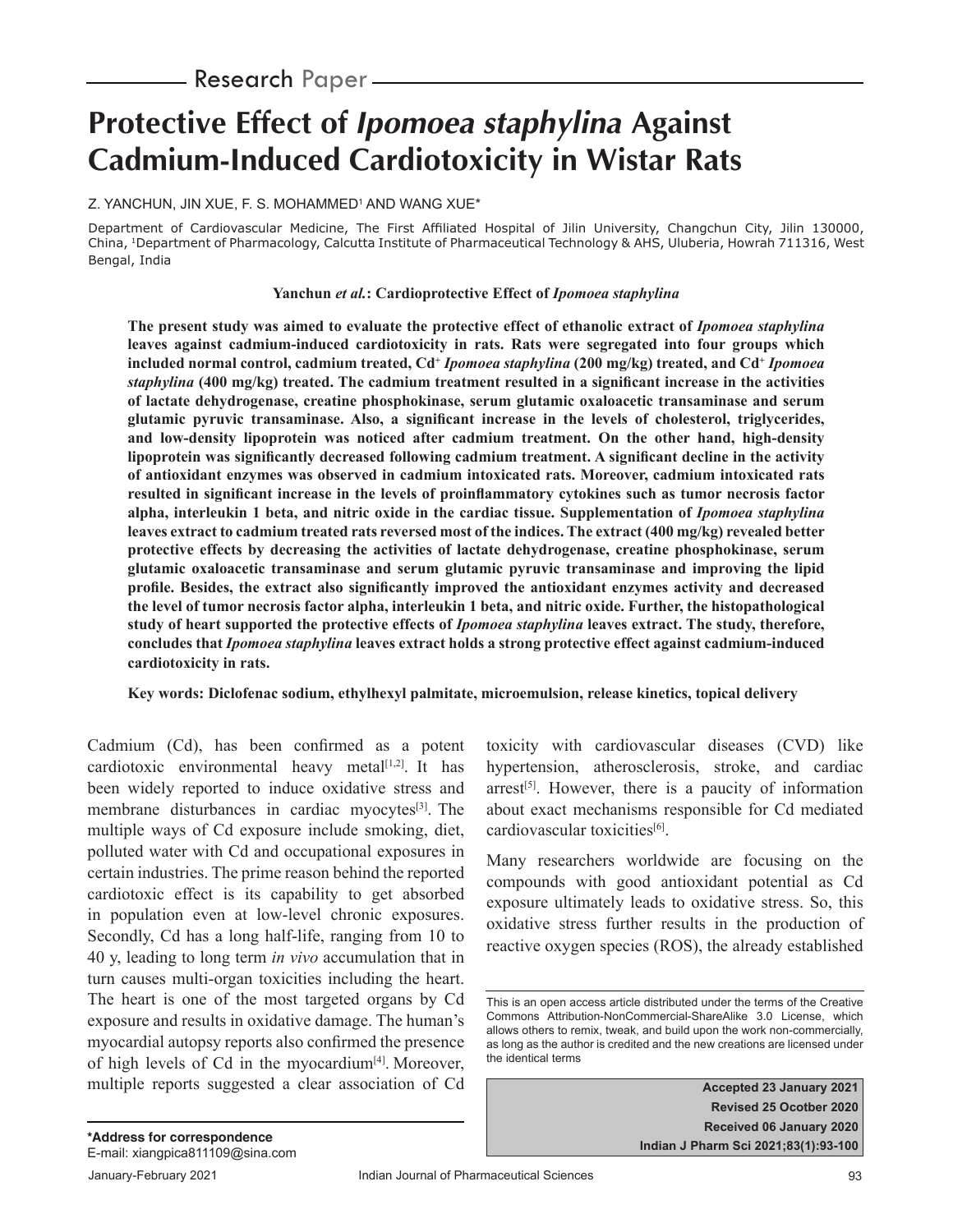Research Paper

# Protective Effect of *Ipomoea staphylina* Against Cadmium-Induced Cardiotoxicity in Wistar Rats

Z. YANCHUN, JIN XUE, F. S. MOHAMMED[1] AND WANG XUE*

Department of Cardiovascular Medicine, The First Affiliated Hospital of Jilin University, Changchun City, Jilin 130000, China, [1]Department of Pharmacology, Calcutta Institute of Pharmaceutical Technology & AHS, Uluberia, Howrah 711316, West Bengal, India

**Yanchun *et al.*: Cardioprotective Effect of *Ipomoea staphylina***

**The present study was aimed to evaluate the protective effect of ethanolic extract of *Ipomoea staphylina* leaves against cadmium-induced cardiotoxicity in rats. Rats were segregated into four groups which included normal control, cadmium treated, Cd+ *Ipomoea staphylina* (200 mg/kg) treated, and Cd+ *Ipomoea staphylina* (400 mg/kg) treated. The cadmium treatment resulted in a significant increase in the activities of lactate dehydrogenase, creatine phosphokinase, serum glutamic oxaloacetic transaminase and serum glutamic pyruvic transaminase. Also, a significant increase in the levels of cholesterol, triglycerides, and low-density lipoprotein was noticed after cadmium treatment. On the other hand, high-density lipoprotein was significantly decreased following cadmium treatment. A significant decline in the activity of antioxidant enzymes was observed in cadmium intoxicated rats. Moreover, cadmium intoxicated rats resulted in significant increase in the levels of proinflammatory cytokines such as tumor necrosis factor alpha, interleukin 1 beta, and nitric oxide in the cardiac tissue. Supplementation of *Ipomoea staphylina* leaves extract to cadmium treated rats reversed most of the indices. The extract (400 mg/kg) revealed better protective effects by decreasing the activities of lactate dehydrogenase, creatine phosphokinase, serum glutamic oxaloacetic transaminase and serum glutamic pyruvic transaminase and improving the lipid profile. Besides, the extract also significantly improved the antioxidant enzymes activity and decreased the level of tumor necrosis factor alpha, interleukin 1 beta, and nitric oxide. Further, the histopathological study of heart supported the protective effects of *Ipomoea staphylina* leaves extract. The study, therefore, concludes that *Ipomoea staphylina* leaves extract holds a strong protective effect against cadmium-induced cardiotoxicity in rats.**

**Key words: Diclofenac sodium, ethylhexyl palmitate, microemulsion, release kinetics, topical delivery**

Cadmium (Cd), has been confirmed as a potent cardiotoxic environmental heavy metal[1,2]. It has been widely reported to induce oxidative stress and membrane disturbances in cardiac myocytes[3]. The multiple ways of Cd exposure include smoking, diet, polluted water with Cd and occupational exposures in certain industries. The prime reason behind the reported cardiotoxic effect is its capability to get absorbed in population even at low-level chronic exposures. Secondly, Cd has a long half-life, ranging from 10 to 40 y, leading to long term *in vivo* accumulation that in turn causes multi-organ toxicities including the heart. The heart is one of the most targeted organs by Cd exposure and results in oxidative damage. The human's myocardial autopsy reports also confirmed the presence of high levels of Cd in the myocardium[4]. Moreover, multiple reports suggested a clear association of Cd toxicity with cardiovascular diseases (CVD) like hypertension, atherosclerosis, stroke, and cardiac arrest[5]. However, there is a paucity of information about exact mechanisms responsible for Cd mediated cardiovascular toxicities[6].

Many researchers worldwide are focusing on the compounds with good antioxidant potential as Cd exposure ultimately leads to oxidative stress. So, this oxidative stress further results in the production of reactive oxygen species (ROS), the already established

This is an open access article distributed under the terms of the Creative Commons Attribution-NonCommercial-ShareAlike 3.0 License, which allows others to remix, tweak, and build upon the work non-commercially, as long as the author is credited and the new creations are licensed under the identical terms

**Accepted 23 January 2021**
**Revised 25 Ocotber 2020**
**Received 06 January 2020**

***Address for correspondence**
E-mail: xiangpica811109@sina.com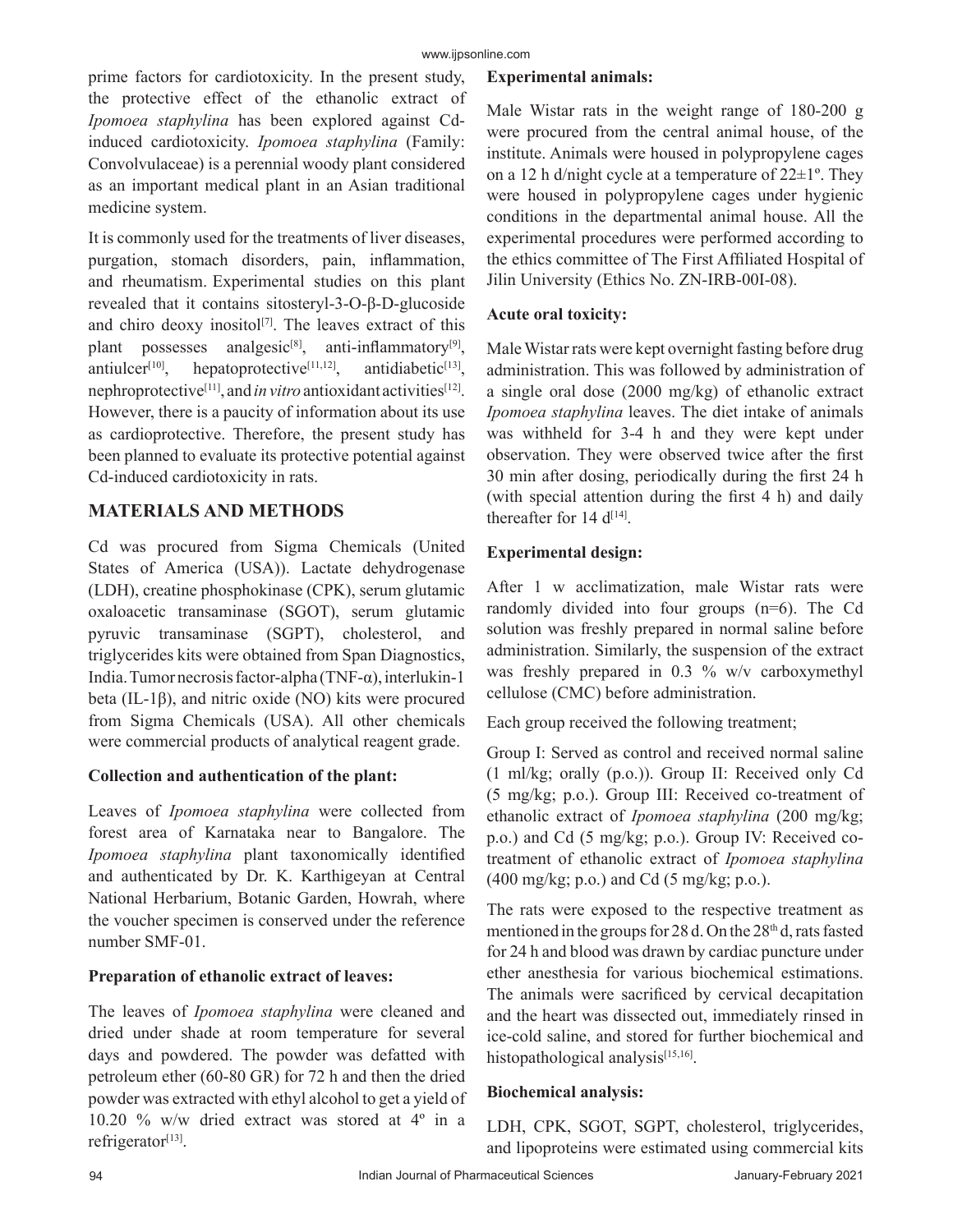prime factors for cardiotoxicity. In the present study, the protective effect of the ethanolic extract of *Ipomoea staphylina* has been explored against Cd-induced cardiotoxicity. *Ipomoea staphylina* (Family: Convolvulaceae) is a perennial woody plant considered as an important medical plant in an Asian traditional medicine system.

It is commonly used for the treatments of liver diseases, purgation, stomach disorders, pain, inflammation, and rheumatism. Experimental studies on this plant revealed that it contains sitosteryl-3-O-β-D-glucoside and chiro deoxy inositol[7]. The leaves extract of this plant possesses analgesic[8], anti-inflammatory[9], antiulcer[10], hepatoprotective[11,12], antidiabetic[13], nephroprotective[11], and *in vitro* antioxidant activities[12]. However, there is a paucity of information about its use as cardioprotective. Therefore, the present study has been planned to evaluate its protective potential against Cd-induced cardiotoxicity in rats.

## MATERIALS AND METHODS

Cd was procured from Sigma Chemicals (United States of America (USA)). Lactate dehydrogenase (LDH), creatine phosphokinase (CPK), serum glutamic oxaloacetic transaminase (SGOT), serum glutamic pyruvic transaminase (SGPT), cholesterol, and triglycerides kits were obtained from Span Diagnostics, India. Tumor necrosis factor-alpha (TNF-α), interlukin-1 beta (IL-1β), and nitric oxide (NO) kits were procured from Sigma Chemicals (USA). All other chemicals were commercial products of analytical reagent grade.

### Collection and authentication of the plant:

Leaves of *Ipomoea staphylina* were collected from forest area of Karnataka near to Bangalore. The *Ipomoea staphylina* plant taxonomically identified and authenticated by Dr. K. Karthigeyan at Central National Herbarium, Botanic Garden, Howrah, where the voucher specimen is conserved under the reference number SMF-01.

### Preparation of ethanolic extract of leaves:

The leaves of *Ipomoea staphylina* were cleaned and dried under shade at room temperature for several days and powdered. The powder was defatted with petroleum ether (60-80 GR) for 72 h and then the dried powder was extracted with ethyl alcohol to get a yield of 10.20 % w/w dried extract was stored at 4º in a refrigerator[13].

### Experimental animals:

Male Wistar rats in the weight range of 180-200 g were procured from the central animal house, of the institute. Animals were housed in polypropylene cages on a 12 h d/night cycle at a temperature of 22±1º. They were housed in polypropylene cages under hygienic conditions in the departmental animal house. All the experimental procedures were performed according to the ethics committee of The First Affiliated Hospital of Jilin University (Ethics No. ZN-IRB-00I-08).

### Acute oral toxicity:

Male Wistar rats were kept overnight fasting before drug administration. This was followed by administration of a single oral dose (2000 mg/kg) of ethanolic extract *Ipomoea staphylina* leaves. The diet intake of animals was withheld for 3-4 h and they were kept under observation. They were observed twice after the first 30 min after dosing, periodically during the first 24 h (with special attention during the first 4 h) and daily thereafter for 14 d[14].

### Experimental design:

After 1 w acclimatization, male Wistar rats were randomly divided into four groups (n=6). The Cd solution was freshly prepared in normal saline before administration. Similarly, the suspension of the extract was freshly prepared in 0.3 % w/v carboxymethyl cellulose (CMC) before administration.

Each group received the following treatment;

Group I: Served as control and received normal saline (1 ml/kg; orally (p.o.)). Group II: Received only Cd (5 mg/kg; p.o.). Group III: Received co-treatment of ethanolic extract of *Ipomoea staphylina* (200 mg/kg; p.o.) and Cd (5 mg/kg; p.o.). Group IV: Received co-treatment of ethanolic extract of *Ipomoea staphylina* (400 mg/kg; p.o.) and Cd (5 mg/kg; p.o.).

The rats were exposed to the respective treatment as mentioned in the groups for 28 d. On the 28th d, rats fasted for 24 h and blood was drawn by cardiac puncture under ether anesthesia for various biochemical estimations. The animals were sacrificed by cervical decapitation and the heart was dissected out, immediately rinsed in ice-cold saline, and stored for further biochemical and histopathological analysis[15,16].

### Biochemical analysis:

LDH, CPK, SGOT, SGPT, cholesterol, triglycerides, and lipoproteins were estimated using commercial kits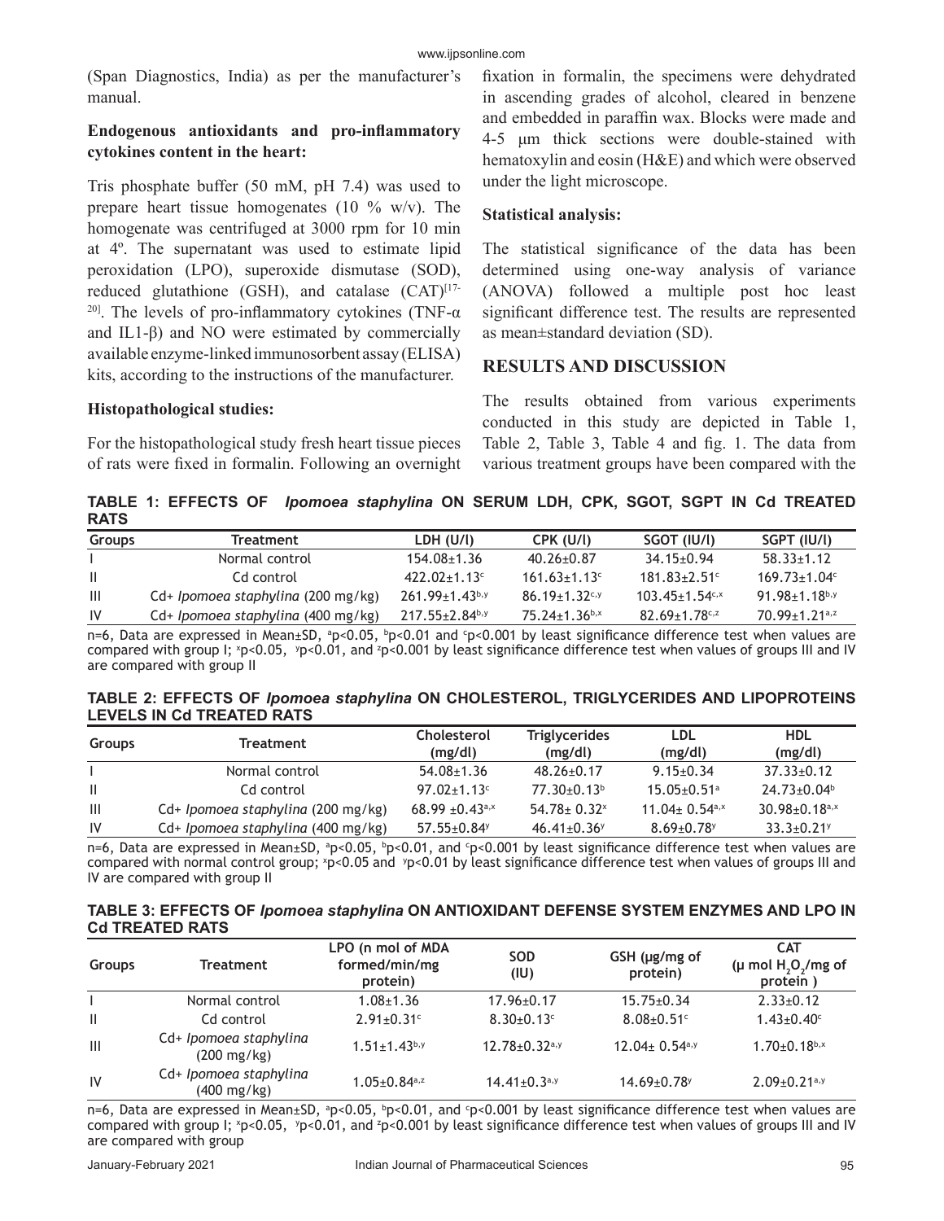(Span Diagnostics, India) as per the manufacturer's manual.

### Endogenous antioxidants and pro-inflammatory cytokines content in the heart:

Tris phosphate buffer (50 mM, pH 7.4) was used to prepare heart tissue homogenates (10 % w/v). The homogenate was centrifuged at 3000 rpm for 10 min at 4º. The supernatant was used to estimate lipid peroxidation (LPO), superoxide dismutase (SOD), reduced glutathione (GSH), and catalase (CAT)[17-20]. The levels of pro-inflammatory cytokines (TNF-α and IL1-β) and NO were estimated by commercially available enzyme-linked immunosorbent assay (ELISA) kits, according to the instructions of the manufacturer.

### Histopathological studies:

For the histopathological study fresh heart tissue pieces of rats were fixed in formalin. Following an overnight fixation in formalin, the specimens were dehydrated in ascending grades of alcohol, cleared in benzene and embedded in paraffin wax. Blocks were made and 4-5 µm thick sections were double-stained with hematoxylin and eosin (H&E) and which were observed under the light microscope.

### Statistical analysis:

The statistical significance of the data has been determined using one-way analysis of variance (ANOVA) followed a multiple post hoc least significant difference test. The results are represented as mean±standard deviation (SD).

## RESULTS AND DISCUSSION

The results obtained from various experiments conducted in this study are depicted in Table 1, Table 2, Table 3, Table 4 and fig. 1. The data from various treatment groups have been compared with the

**TABLE 1: EFFECTS OF *Ipomoea staphylina* ON SERUM LDH, CPK, SGOT, SGPT IN Cd TREATED RATS**

| Groups | Treatment | LDH (U/l) | CPK (U/l) | SGOT (IU/l) | SGPT (IU/l) |
|---|---|---|---|---|---|
| I | Normal control | 154.08±1.36 | 40.26±0.87 | 34.15±0.94 | 58.33±1.12 |
| II | Cd control | 422.02±1.13[c] | 161.63±1.13[c] | 181.83±2.51[c] | 169.73±1.04[c] |
| III | Cd+ *Ipomoea staphylina* (200 mg/kg) | 261.99±1.43[b,y] | 86.19±1.32[c,y] | 103.45±1.54[c,x] | 91.98±1.18[b,y] |
| IV | Cd+ *Ipomoea staphylina* (400 mg/kg) | 217.55±2.84[b,y] | 75.24±1.36[b,x] | 82.69±1.78[c,z] | 70.99±1.21[a,z] |

n=6, Data are expressed in Mean±SD, [a]p<0.05, [b]p<0.01 and [c]p<0.001 by least significance difference test when values are compared with group I; [x]p<0.05, [y]p<0.01, and [z]p<0.001 by least significance difference test when values of groups III and IV are compared with group II

**TABLE 2: EFFECTS OF *Ipomoea staphylina* ON CHOLESTEROL, TRIGLYCERIDES AND LIPOPROTEINS LEVELS IN Cd TREATED RATS**

| Groups | Treatment | Cholesterol (mg/dl) | Triglycerides (mg/dl) | LDL (mg/dl) | HDL (mg/dl) |
|---|---|---|---|---|---|
| I | Normal control | 54.08±1.36 | 48.26±0.17 | 9.15±0.34 | 37.33±0.12 |
| II | Cd control | 97.02±1.13[c] | 77.30±0.13[b] | 15.05±0.51[a] | 24.73±0.04[b] |
| III | Cd+ *Ipomoea staphylina* (200 mg/kg) | 68.99 ±0.43[a,x] | 54.78± 0.32[x] | 11.04± 0.54[a,x] | 30.98±0.18[a,x] |
| IV | Cd+ *Ipomoea staphylina* (400 mg/kg) | 57.55±0.84[y] | 46.41±0.36[y] | 8.69±0.78[y] | 33.3±0.21[y] |

n=6, Data are expressed in Mean±SD, [a]p<0.05, [b]p<0.01, and [c]p<0.001 by least significance difference test when values are compared with normal control group; [x]p<0.05 and [y]p<0.01 by least significance difference test when values of groups III and IV are compared with group II

**TABLE 3: EFFECTS OF *Ipomoea staphylina* ON ANTIOXIDANT DEFENSE SYSTEM ENZYMES AND LPO IN Cd TREATED RATS**

| Groups | Treatment | LPO (n mol of MDA formed/min/mg protein) | SOD (IU) | GSH (µg/mg of protein) | CAT (µ mol $H_2O_2$/mg of protein ) |
|---|---|---|---|---|---|
| I | Normal control | 1.08±1.36 | 17.96±0.17 | 15.75±0.34 | 2.33±0.12 |
| II | Cd control | 2.91±0.31[c] | 8.30±0.13[c] | 8.08±0.51[c] | 1.43±0.40[c] |
| III | Cd+ *Ipomoea staphylina* (200 mg/kg) | 1.51±1.43[b,y] | 12.78±0.32[a,y] | 12.04± 0.54[a,y] | 1.70±0.18[b,x] |
| IV | Cd+ *Ipomoea staphylina* (400 mg/kg) | 1.05±0.84[a,z] | 14.41±0.3[a,y] | 14.69±0.78[y] | 2.09±0.21[a,y] |

n=6, Data are expressed in Mean±SD, [a]p<0.05, [b]p<0.01, and [c]p<0.001 by least significance difference test when values are compared with group I; [x]p<0.05, [y]p<0.01, and [z]p<0.001 by least significance difference test when values of groups III and IV are compared with group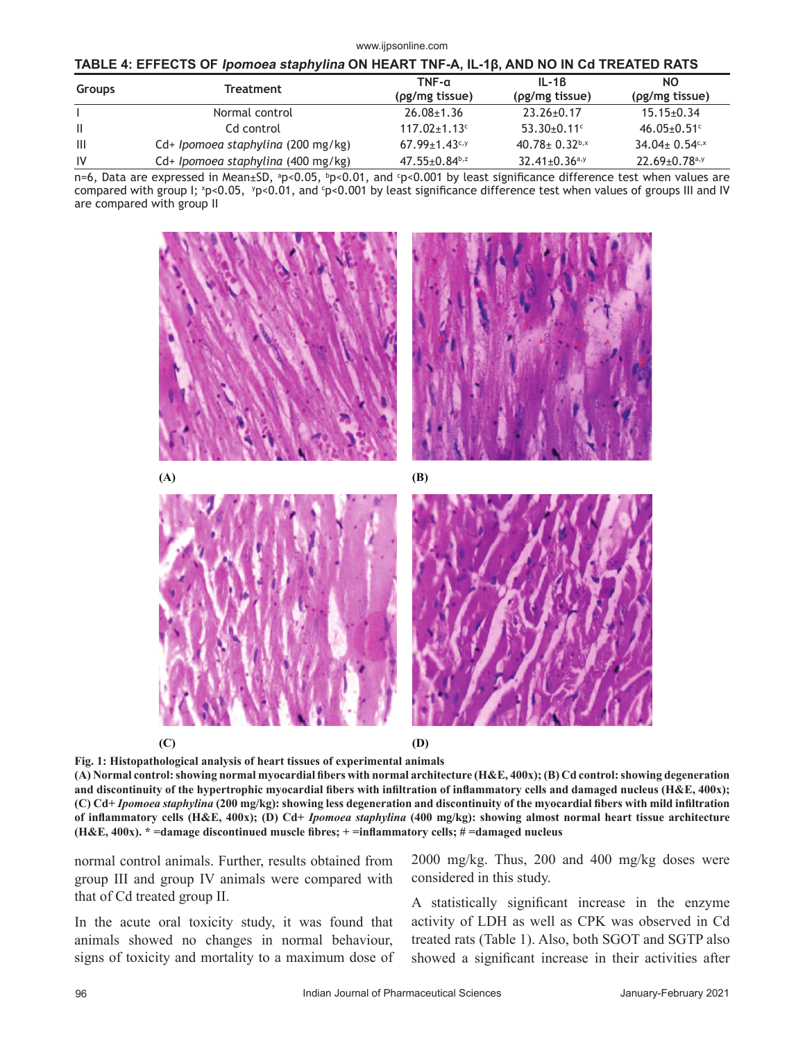**TABLE 4: EFFECTS OF *Ipomoea staphylina* ON HEART TNF-A, IL-1β, AND NO IN Cd TREATED RATS**

| Groups | Treatment | TNF-α (ρg/mg tissue) | IL-1β (ρg/mg tissue) | NO (ρg/mg tissue) |
|---|---|---|---|---|
| I | Normal control | 26.08±1.36 | 23.26±0.17 | 15.15±0.34 |
| II | Cd control | 117.02±1.13[c] | 53.30±0.11[c] | 46.05±0.51[c] |
| III | Cd+ *Ipomoea staphylina* (200 mg/kg) | 67.99±1.43[c,y] | 40.78± 0.32[b,x] | 34.04± 0.54[c,x] |
| IV | Cd+ *Ipomoea staphylina* (400 mg/kg) | 47.55±0.84[b,z] | 32.41±0.36[a,y] | 22.69±0.78[a,y] |

n=6, Data are expressed in Mean±SD, [a]p<0.05, [b]p<0.01, and [c]p<0.001 by least significance difference test when values are compared with group I; [x]p<0.05, [y]p<0.01, and [c]p<0.001 by least significance difference test when values of groups III and IV are compared with group II

**Fig. 1: Histopathological analysis of heart tissues of experimental animals**
**(A) Normal control: showing normal myocardial fibers with normal architecture (H&E, 400x); (B) Cd control: showing degeneration and discontinuity of the hypertrophic myocardial fibers with infiltration of inflammatory cells and damaged nucleus (H&E, 400x); (C) Cd+ *Ipomoea staphylina* (200 mg/kg): showing less degeneration and discontinuity of the myocardial fibers with mild infiltration of inflammatory cells (H&E, 400x); (D) Cd+ *Ipomoea staphylina* (400 mg/kg): showing almost normal heart tissue architecture (H&E, 400x). * =damage discontinued muscle fibres; + =inflammatory cells; # =damaged nucleus**

normal control animals. Further, results obtained from group III and group IV animals were compared with that of Cd treated group II.

In the acute oral toxicity study, it was found that animals showed no changes in normal behaviour, signs of toxicity and mortality to a maximum dose of 2000 mg/kg. Thus, 200 and 400 mg/kg doses were considered in this study.

A statistically significant increase in the enzyme activity of LDH as well as CPK was observed in Cd treated rats (Table 1). Also, both SGOT and SGTP also showed a significant increase in their activities after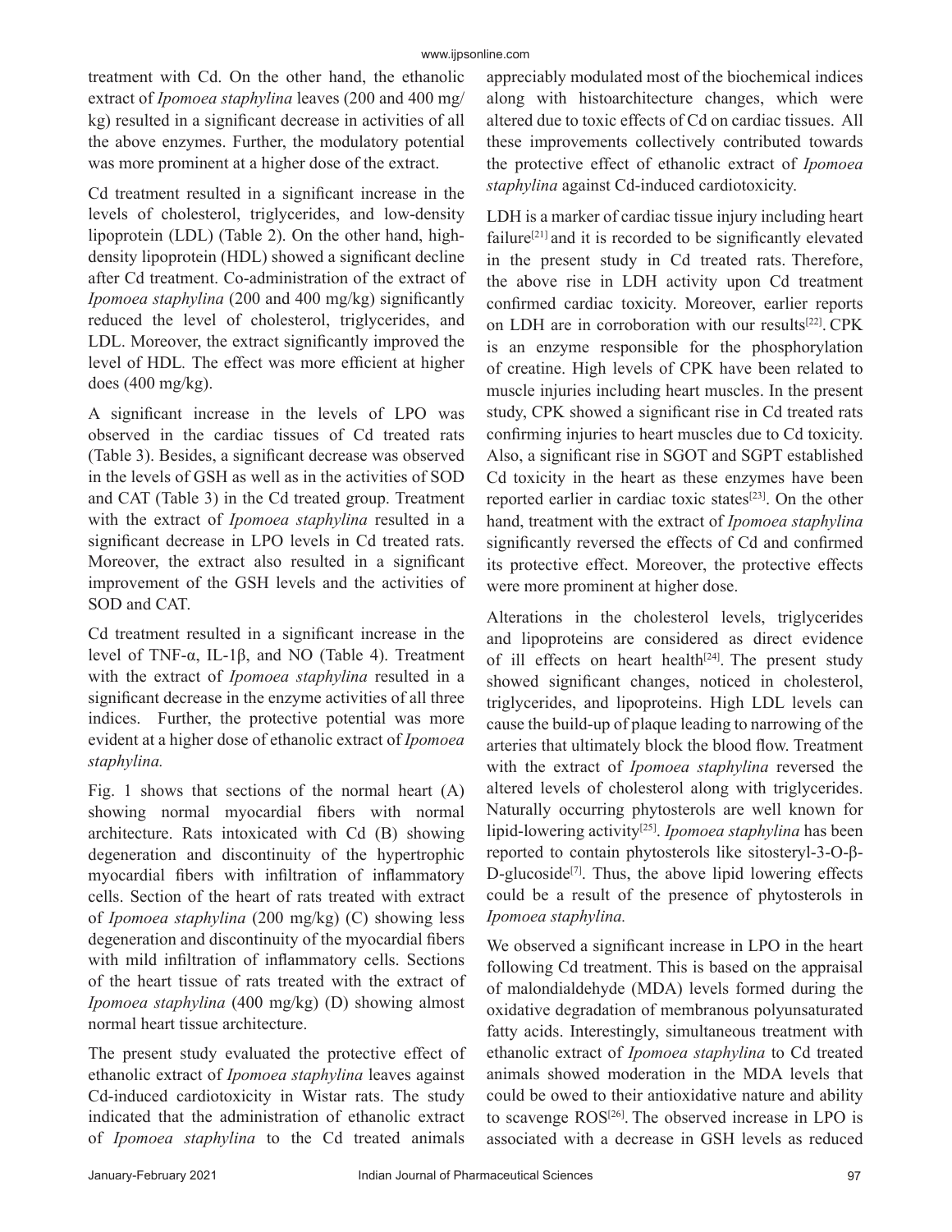treatment with Cd. On the other hand, the ethanolic extract of *Ipomoea staphylina* leaves (200 and 400 mg/kg) resulted in a significant decrease in activities of all the above enzymes. Further, the modulatory potential was more prominent at a higher dose of the extract.

Cd treatment resulted in a significant increase in the levels of cholesterol, triglycerides, and low-density lipoprotein (LDL) (Table 2). On the other hand, high-density lipoprotein (HDL) showed a significant decline after Cd treatment. Co-administration of the extract of *Ipomoea staphylina* (200 and 400 mg/kg) significantly reduced the level of cholesterol, triglycerides, and LDL. Moreover, the extract significantly improved the level of HDL. The effect was more efficient at higher does (400 mg/kg).

A significant increase in the levels of LPO was observed in the cardiac tissues of Cd treated rats (Table 3). Besides, a significant decrease was observed in the levels of GSH as well as in the activities of SOD and CAT (Table 3) in the Cd treated group. Treatment with the extract of *Ipomoea staphylina* resulted in a significant decrease in LPO levels in Cd treated rats. Moreover, the extract also resulted in a significant improvement of the GSH levels and the activities of SOD and CAT.

Cd treatment resulted in a significant increase in the level of TNF-α, IL-1β, and NO (Table 4). Treatment with the extract of *Ipomoea staphylina* resulted in a significant decrease in the enzyme activities of all three indices. Further, the protective potential was more evident at a higher dose of ethanolic extract of *Ipomoea staphylina.*

Fig. 1 shows that sections of the normal heart (A) showing normal myocardial fibers with normal architecture. Rats intoxicated with Cd (B) showing degeneration and discontinuity of the hypertrophic myocardial fibers with infiltration of inflammatory cells. Section of the heart of rats treated with extract of *Ipomoea staphylina* (200 mg/kg) (C) showing less degeneration and discontinuity of the myocardial fibers with mild infiltration of inflammatory cells. Sections of the heart tissue of rats treated with the extract of *Ipomoea staphylina* (400 mg/kg) (D) showing almost normal heart tissue architecture.

The present study evaluated the protective effect of ethanolic extract of *Ipomoea staphylina* leaves against Cd-induced cardiotoxicity in Wistar rats. The study indicated that the administration of ethanolic extract of *Ipomoea staphylina* to the Cd treated animals appreciably modulated most of the biochemical indices along with histoarchitecture changes, which were altered due to toxic effects of Cd on cardiac tissues. All these improvements collectively contributed towards the protective effect of ethanolic extract of *Ipomoea staphylina* against Cd-induced cardiotoxicity.

LDH is a marker of cardiac tissue injury including heart failure[21] and it is recorded to be significantly elevated in the present study in Cd treated rats. Therefore, the above rise in LDH activity upon Cd treatment confirmed cardiac toxicity. Moreover, earlier reports on LDH are in corroboration with our results[22]. CPK is an enzyme responsible for the phosphorylation of creatine. High levels of CPK have been related to muscle injuries including heart muscles. In the present study, CPK showed a significant rise in Cd treated rats confirming injuries to heart muscles due to Cd toxicity. Also, a significant rise in SGOT and SGPT established Cd toxicity in the heart as these enzymes have been reported earlier in cardiac toxic states[23]. On the other hand, treatment with the extract of *Ipomoea staphylina* significantly reversed the effects of Cd and confirmed its protective effect. Moreover, the protective effects were more prominent at higher dose.

Alterations in the cholesterol levels, triglycerides and lipoproteins are considered as direct evidence of ill effects on heart health[24]. The present study showed significant changes, noticed in cholesterol, triglycerides, and lipoproteins. High LDL levels can cause the build-up of plaque leading to narrowing of the arteries that ultimately block the blood flow. Treatment with the extract of *Ipomoea staphylina* reversed the altered levels of cholesterol along with triglycerides. Naturally occurring phytosterols are well known for lipid-lowering activity[25]. *Ipomoea staphylina* has been reported to contain phytosterols like sitosteryl-3-O-β-D-glucoside[7]. Thus, the above lipid lowering effects could be a result of the presence of phytosterols in *Ipomoea staphylina.*

We observed a significant increase in LPO in the heart following Cd treatment. This is based on the appraisal of malondialdehyde (MDA) levels formed during the oxidative degradation of membranous polyunsaturated fatty acids. Interestingly, simultaneous treatment with ethanolic extract of *Ipomoea staphylina* to Cd treated animals showed moderation in the MDA levels that could be owed to their antioxidative nature and ability to scavenge ROS[26]. The observed increase in LPO is associated with a decrease in GSH levels as reduced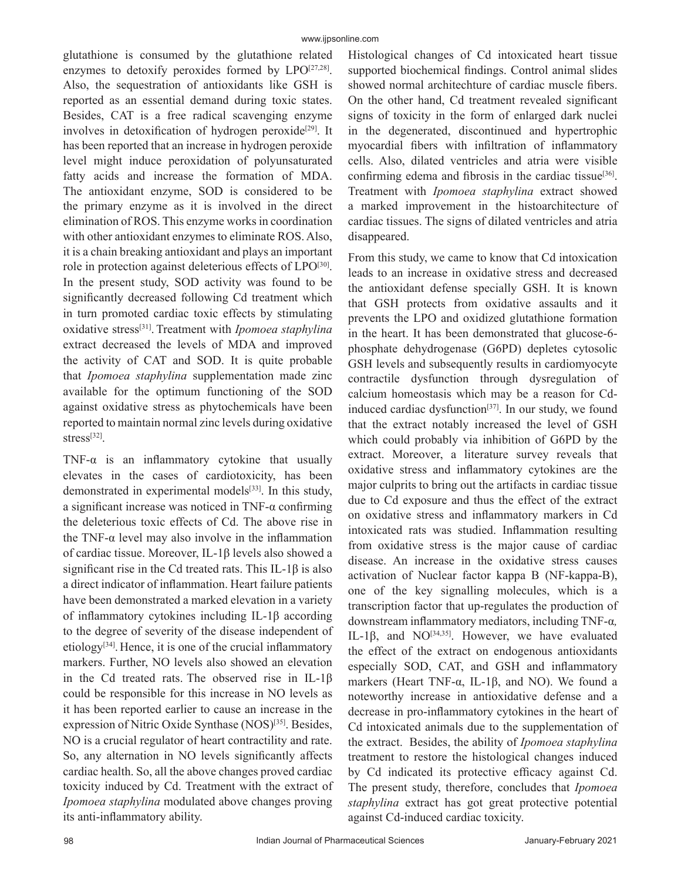glutathione is consumed by the glutathione related enzymes to detoxify peroxides formed by LPO[27,28]. Also, the sequestration of antioxidants like GSH is reported as an essential demand during toxic states. Besides, CAT is a free radical scavenging enzyme involves in detoxification of hydrogen peroxide[29]. It has been reported that an increase in hydrogen peroxide level might induce peroxidation of polyunsaturated fatty acids and increase the formation of MDA. The antioxidant enzyme, SOD is considered to be the primary enzyme as it is involved in the direct elimination of ROS. This enzyme works in coordination with other antioxidant enzymes to eliminate ROS. Also, it is a chain breaking antioxidant and plays an important role in protection against deleterious effects of LPO[30]. In the present study, SOD activity was found to be significantly decreased following Cd treatment which in turn promoted cardiac toxic effects by stimulating oxidative stress[31]. Treatment with *Ipomoea staphylina* extract decreased the levels of MDA and improved the activity of CAT and SOD. It is quite probable that *Ipomoea staphylina* supplementation made zinc available for the optimum functioning of the SOD against oxidative stress as phytochemicals have been reported to maintain normal zinc levels during oxidative stress[32].

TNF-α is an inflammatory cytokine that usually elevates in the cases of cardiotoxicity, has been demonstrated in experimental models[33]. In this study, a significant increase was noticed in TNF-α confirming the deleterious toxic effects of Cd. The above rise in the TNF-α level may also involve in the inflammation of cardiac tissue. Moreover, IL-1β levels also showed a significant rise in the Cd treated rats. This IL-1β is also a direct indicator of inflammation. Heart failure patients have been demonstrated a marked elevation in a variety of inflammatory cytokines including IL-1β according to the degree of severity of the disease independent of etiology[34]. Hence, it is one of the crucial inflammatory markers. Further, NO levels also showed an elevation in the Cd treated rats. The observed rise in IL-1β could be responsible for this increase in NO levels as it has been reported earlier to cause an increase in the expression of Nitric Oxide Synthase (NOS)[35]. Besides, NO is a crucial regulator of heart contractility and rate. So, any alternation in NO levels significantly affects cardiac health. So, all the above changes proved cardiac toxicity induced by Cd. Treatment with the extract of *Ipomoea staphylina* modulated above changes proving its anti-inflammatory ability.

Histological changes of Cd intoxicated heart tissue supported biochemical findings. Control animal slides showed normal architechture of cardiac muscle fibers. On the other hand, Cd treatment revealed significant signs of toxicity in the form of enlarged dark nuclei in the degenerated, discontinued and hypertrophic myocardial fibers with infiltration of inflammatory cells. Also, dilated ventricles and atria were visible confirming edema and fibrosis in the cardiac tissue[36]. Treatment with *Ipomoea staphylina* extract showed a marked improvement in the histoarchitecture of cardiac tissues. The signs of dilated ventricles and atria disappeared.

From this study, we came to know that Cd intoxication leads to an increase in oxidative stress and decreased the antioxidant defense specially GSH. It is known that GSH protects from oxidative assaults and it prevents the LPO and oxidized glutathione formation in the heart. It has been demonstrated that glucose-6-phosphate dehydrogenase (G6PD) depletes cytosolic GSH levels and subsequently results in cardiomyocyte contractile dysfunction through dysregulation of calcium homeostasis which may be a reason for Cd-induced cardiac dysfunction[37]. In our study, we found that the extract notably increased the level of GSH which could probably via inhibition of G6PD by the extract. Moreover, a literature survey reveals that oxidative stress and inflammatory cytokines are the major culprits to bring out the artifacts in cardiac tissue due to Cd exposure and thus the effect of the extract on oxidative stress and inflammatory markers in Cd intoxicated rats was studied. Inflammation resulting from oxidative stress is the major cause of cardiac disease. An increase in the oxidative stress causes activation of Nuclear factor kappa B (NF-kappa-B), one of the key signalling molecules, which is a transcription factor that up-regulates the production of downstream inflammatory mediators, including TNF-α, IL-1β, and NO[34,35]. However, we have evaluated the effect of the extract on endogenous antioxidants especially SOD, CAT, and GSH and inflammatory markers (Heart TNF-α, IL-1β, and NO). We found a noteworthy increase in antioxidative defense and a decrease in pro-inflammatory cytokines in the heart of Cd intoxicated animals due to the supplementation of the extract. Besides, the ability of *Ipomoea staphylina* treatment to restore the histological changes induced by Cd indicated its protective efficacy against Cd. The present study, therefore, concludes that *Ipomoea staphylina* extract has got great protective potential against Cd-induced cardiac toxicity.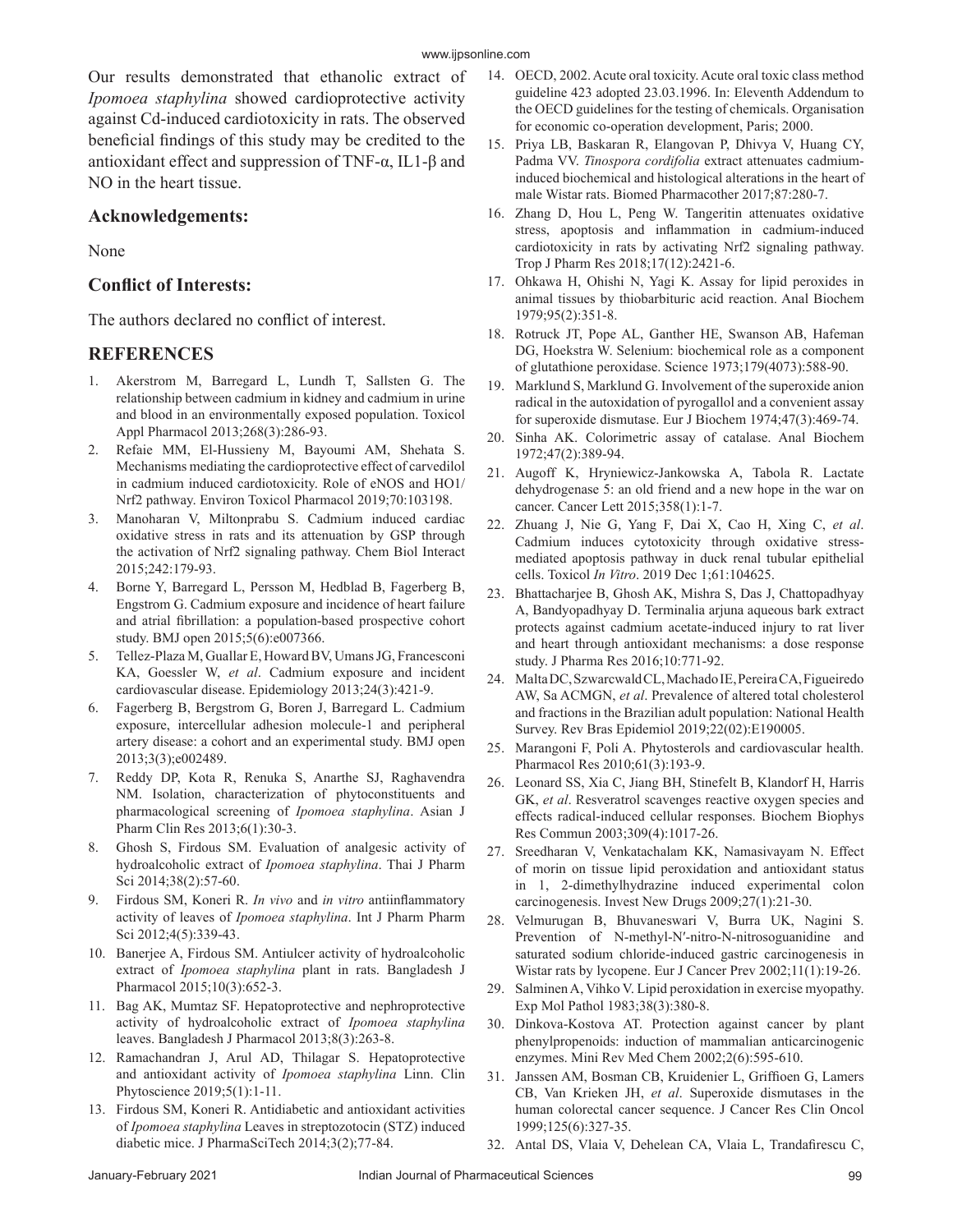Our results demonstrated that ethanolic extract of *Ipomoea staphylina* showed cardioprotective activity against Cd-induced cardiotoxicity in rats. The observed beneficial findings of this study may be credited to the antioxidant effect and suppression of TNF-α, IL1-β and NO in the heart tissue.

### Acknowledgements:

None

### Conflict of Interests:

The authors declared no conflict of interest.

## REFERENCES

1. Akerstrom M, Barregard L, Lundh T, Sallsten G. The relationship between cadmium in kidney and cadmium in urine and blood in an environmentally exposed population. Toxicol Appl Pharmacol 2013;268(3):286-93.
2. Refaie MM, El-Hussieny M, Bayoumi AM, Shehata S. Mechanisms mediating the cardioprotective effect of carvedilol in cadmium induced cardiotoxicity. Role of eNOS and HO1/Nrf2 pathway. Environ Toxicol Pharmacol 2019;70:103198.
3. Manoharan V, Miltonprabu S. Cadmium induced cardiac oxidative stress in rats and its attenuation by GSP through the activation of Nrf2 signaling pathway. Chem Biol Interact 2015;242:179-93.
4. Borne Y, Barregard L, Persson M, Hedblad B, Fagerberg B, Engstrom G. Cadmium exposure and incidence of heart failure and atrial fibrillation: a population-based prospective cohort study. BMJ open 2015;5(6):e007366.
5. Tellez-Plaza M, Guallar E, Howard BV, Umans JG, Francesconi KA, Goessler W, *et al*. Cadmium exposure and incident cardiovascular disease. Epidemiology 2013;24(3):421-9.
6. Fagerberg B, Bergstrom G, Boren J, Barregard L. Cadmium exposure, intercellular adhesion molecule-1 and peripheral artery disease: a cohort and an experimental study. BMJ open 2013;3(3);e002489.
7. Reddy DP, Kota R, Renuka S, Anarthe SJ, Raghavendra NM. Isolation, characterization of phytoconstituents and pharmacological screening of *Ipomoea staphylina*. Asian J Pharm Clin Res 2013;6(1):30-3.
8. Ghosh S, Firdous SM. Evaluation of analgesic activity of hydroalcoholic extract of *Ipomoea staphylina*. Thai J Pharm Sci 2014;38(2):57-60.
9. Firdous SM, Koneri R. *In vivo* and *in vitro* antiinflammatory activity of leaves of *Ipomoea staphylina*. Int J Pharm Pharm Sci 2012;4(5):339-43.
10. Banerjee A, Firdous SM. Antiulcer activity of hydroalcoholic extract of *Ipomoea staphylina* plant in rats. Bangladesh J Pharmacol 2015;10(3):652-3.
11. Bag AK, Mumtaz SF. Hepatoprotective and nephroprotective activity of hydroalcoholic extract of *Ipomoea staphylina* leaves. Bangladesh J Pharmacol 2013;8(3):263-8.
12. Ramachandran J, Arul AD, Thilagar S. Hepatoprotective and antioxidant activity of *Ipomoea staphylina* Linn. Clin Phytoscience 2019;5(1):1-11.
13. Firdous SM, Koneri R. Antidiabetic and antioxidant activities of *Ipomoea staphylina* Leaves in streptozotocin (STZ) induced diabetic mice. J PharmaSciTech 2014;3(2);77-84.
14. OECD, 2002. Acute oral toxicity. Acute oral toxic class method guideline 423 adopted 23.03.1996. In: Eleventh Addendum to the OECD guidelines for the testing of chemicals. Organisation for economic co-operation development, Paris; 2000.
15. Priya LB, Baskaran R, Elangovan P, Dhivya V, Huang CY, Padma VV. *Tinospora cordifolia* extract attenuates cadmium-induced biochemical and histological alterations in the heart of male Wistar rats. Biomed Pharmacother 2017;87:280-7.
16. Zhang D, Hou L, Peng W. Tangeritin attenuates oxidative stress, apoptosis and inflammation in cadmium-induced cardiotoxicity in rats by activating Nrf2 signaling pathway. Trop J Pharm Res 2018;17(12):2421-6.
17. Ohkawa H, Ohishi N, Yagi K. Assay for lipid peroxides in animal tissues by thiobarbituric acid reaction. Anal Biochem 1979;95(2):351-8.
18. Rotruck JT, Pope AL, Ganther HE, Swanson AB, Hafeman DG, Hoekstra W. Selenium: biochemical role as a component of glutathione peroxidase. Science 1973;179(4073):588-90.
19. Marklund S, Marklund G. Involvement of the superoxide anion radical in the autoxidation of pyrogallol and a convenient assay for superoxide dismutase. Eur J Biochem 1974;47(3):469-74.
20. Sinha AK. Colorimetric assay of catalase. Anal Biochem 1972;47(2):389-94.
21. Augoff K, Hryniewicz-Jankowska A, Tabola R. Lactate dehydrogenase 5: an old friend and a new hope in the war on cancer. Cancer Lett 2015;358(1):1-7.
22. Zhuang J, Nie G, Yang F, Dai X, Cao H, Xing C, *et al*. Cadmium induces cytotoxicity through oxidative stress-mediated apoptosis pathway in duck renal tubular epithelial cells. Toxicol *In Vitro*. 2019 Dec 1;61:104625.
23. Bhattacharjee B, Ghosh AK, Mishra S, Das J, Chattopadhyay A, Bandyopadhyay D. Terminalia arjuna aqueous bark extract protects against cadmium acetate-induced injury to rat liver and heart through antioxidant mechanisms: a dose response study. J Pharma Res 2016;10:771-92.
24. Malta DC, Szwarcwald CL, Machado IE, Pereira CA, Figueiredo AW, Sa ACMGN, *et al*. Prevalence of altered total cholesterol and fractions in the Brazilian adult population: National Health Survey. Rev Bras Epidemiol 2019;22(02):E190005.
25. Marangoni F, Poli A. Phytosterols and cardiovascular health. Pharmacol Res 2010;61(3):193-9.
26. Leonard SS, Xia C, Jiang BH, Stinefelt B, Klandorf H, Harris GK, *et al*. Resveratrol scavenges reactive oxygen species and effects radical-induced cellular responses. Biochem Biophys Res Commun 2003;309(4):1017-26.
27. Sreedharan V, Venkatachalam KK, Namasivayam N. Effect of morin on tissue lipid peroxidation and antioxidant status in 1, 2-dimethylhydrazine induced experimental colon carcinogenesis. Invest New Drugs 2009;27(1):21-30.
28. Velmurugan B, Bhuvaneswari V, Burra UK, Nagini S. Prevention of N-methyl-N′-nitro-N-nitrosoguanidine and saturated sodium chloride-induced gastric carcinogenesis in Wistar rats by lycopene. Eur J Cancer Prev 2002;11(1):19-26.
29. Salminen A, Vihko V. Lipid peroxidation in exercise myopathy. Exp Mol Pathol 1983;38(3):380-8.
30. Dinkova-Kostova AT. Protection against cancer by plant phenylpropenoids: induction of mammalian anticarcinogenic enzymes. Mini Rev Med Chem 2002;2(6):595-610.
31. Janssen AM, Bosman CB, Kruidenier L, Griffioen G, Lamers CB, Van Krieken JH, *et al*. Superoxide dismutases in the human colorectal cancer sequence. J Cancer Res Clin Oncol 1999;125(6):327-35.
32. Antal DS, Vlaia V, Dehelean CA, Vlaia L, Trandafirescu C,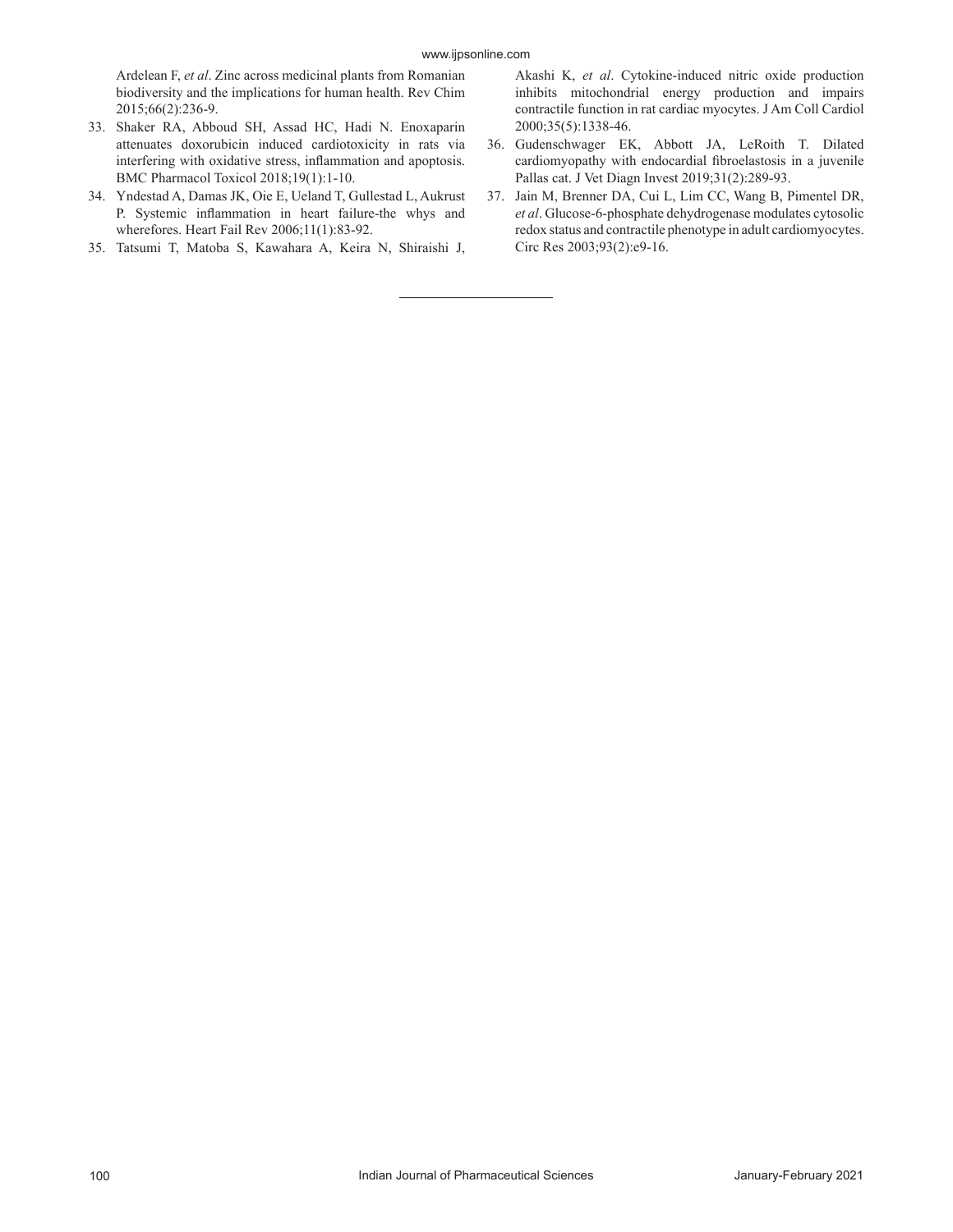Ardelean F, *et al*. Zinc across medicinal plants from Romanian biodiversity and the implications for human health. Rev Chim 2015;66(2):236-9.

33. Shaker RA, Abboud SH, Assad HC, Hadi N. Enoxaparin attenuates doxorubicin induced cardiotoxicity in rats via interfering with oxidative stress, inflammation and apoptosis. BMC Pharmacol Toxicol 2018;19(1):1-10.
34. Yndestad A, Damas JK, Oie E, Ueland T, Gullestad L, Aukrust P. Systemic inflammation in heart failure-the whys and wherefores. Heart Fail Rev 2006;11(1):83-92.
35. Tatsumi T, Matoba S, Kawahara A, Keira N, Shiraishi J, Akashi K, *et al*. Cytokine-induced nitric oxide production inhibits mitochondrial energy production and impairs contractile function in rat cardiac myocytes. J Am Coll Cardiol 2000;35(5):1338-46.
36. Gudenschwager EK, Abbott JA, LeRoith T. Dilated cardiomyopathy with endocardial fibroelastosis in a juvenile Pallas cat. J Vet Diagn Invest 2019;31(2):289-93.
37. Jain M, Brenner DA, Cui L, Lim CC, Wang B, Pimentel DR, *et al*. Glucose-6-phosphate dehydrogenase modulates cytosolic redox status and contractile phenotype in adult cardiomyocytes. Circ Res 2003;93(2):e9-16.